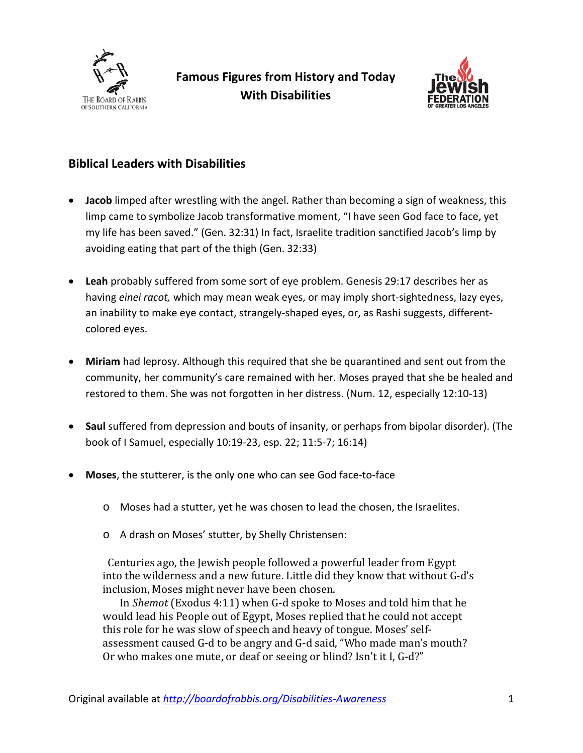# Famous Figures from History and Today With Disabilities

## Biblical Leaders with Disabilities

- **Jacob** limped after wrestling with the angel. Rather than becoming a sign of weakness, this limp came to symbolize Jacob transformative moment, "I have seen God face to face, yet my life has been saved." (Gen. 32:31) In fact, Israelite tradition sanctified Jacob's limp by avoiding eating that part of the thigh (Gen. 32:33)

- **Leah** probably suffered from some sort of eye problem. Genesis 29:17 describes her as having *einei racot,* which may mean weak eyes, or may imply short-sightedness, lazy eyes, an inability to make eye contact, strangely-shaped eyes, or, as Rashi suggests, different-colored eyes.

- **Miriam** had leprosy. Although this required that she be quarantined and sent out from the community, her community's care remained with her. Moses prayed that she be healed and restored to them. She was not forgotten in her distress. (Num. 12, especially 12:10-13)

- **Saul** suffered from depression and bouts of insanity, or perhaps from bipolar disorder). (The book of I Samuel, especially 10:19-23, esp. 22; 11:5-7; 16:14)

- **Moses**, the stutterer, is the only one who can see God face-to-face
  - Moses had a stutter, yet he was chosen to lead the chosen, the Israelites.
  - A drash on Moses' stutter, by Shelly Christensen:

  Centuries ago, the Jewish people followed a powerful leader from Egypt into the wilderness and a new future. Little did they know that without G-d's inclusion, Moses might never have been chosen.

  In *Shemot* (Exodus 4:11) when G-d spoke to Moses and told him that he would lead his People out of Egypt, Moses replied that he could not accept this role for he was slow of speech and heavy of tongue. Moses' self-assessment caused G-d to be angry and G-d said, "Who made man's mouth? Or who makes one mute, or deaf or seeing or blind? Isn't it I, G-d?"

Original available at *http://boardofrabbis.org/Disabilities-Awareness*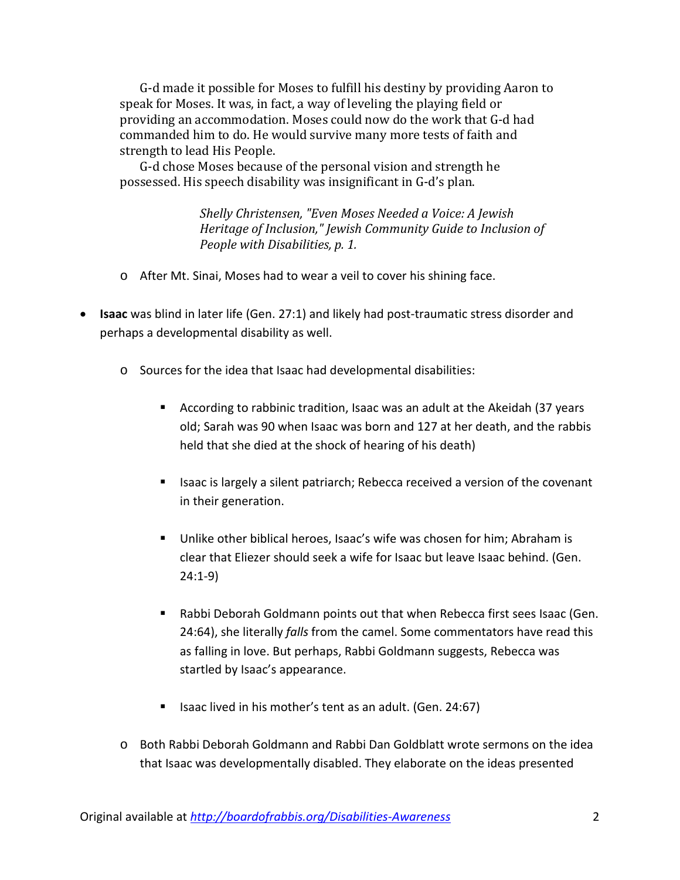> G-d made it possible for Moses to fulfill his destiny by providing Aaron to speak for Moses. It was, in fact, a way of leveling the playing field or providing an accommodation. Moses could now do the work that G-d had commanded him to do. He would survive many more tests of faith and strength to lead His People.
>
> G-d chose Moses because of the personal vision and strength he possessed. His speech disability was insignificant in G-d's plan.
>
> *Shelly Christensen, "Even Moses Needed a Voice: A Jewish Heritage of Inclusion," Jewish Community Guide to Inclusion of People with Disabilities, p. 1.*

- After Mt. Sinai, Moses had to wear a veil to cover his shining face.

- **Isaac** was blind in later life (Gen. 27:1) and likely had post-traumatic stress disorder and perhaps a developmental disability as well.
  - Sources for the idea that Isaac had developmental disabilities:
    - According to rabbinic tradition, Isaac was an adult at the Akeidah (37 years old; Sarah was 90 when Isaac was born and 127 at her death, and the rabbis held that she died at the shock of hearing of his death)
    - Isaac is largely a silent patriarch; Rebecca received a version of the covenant in their generation.
    - Unlike other biblical heroes, Isaac's wife was chosen for him; Abraham is clear that Eliezer should seek a wife for Isaac but leave Isaac behind. (Gen. 24:1-9)
    - Rabbi Deborah Goldmann points out that when Rebecca first sees Isaac (Gen. 24:64), she literally *falls* from the camel. Some commentators have read this as falling in love. But perhaps, Rabbi Goldmann suggests, Rebecca was startled by Isaac's appearance.
    - Isaac lived in his mother's tent as an adult. (Gen. 24:67)
  - Both Rabbi Deborah Goldmann and Rabbi Dan Goldblatt wrote sermons on the idea that Isaac was developmentally disabled. They elaborate on the ideas presented

Original available at *http://boardofrabbis.org/Disabilities-Awareness*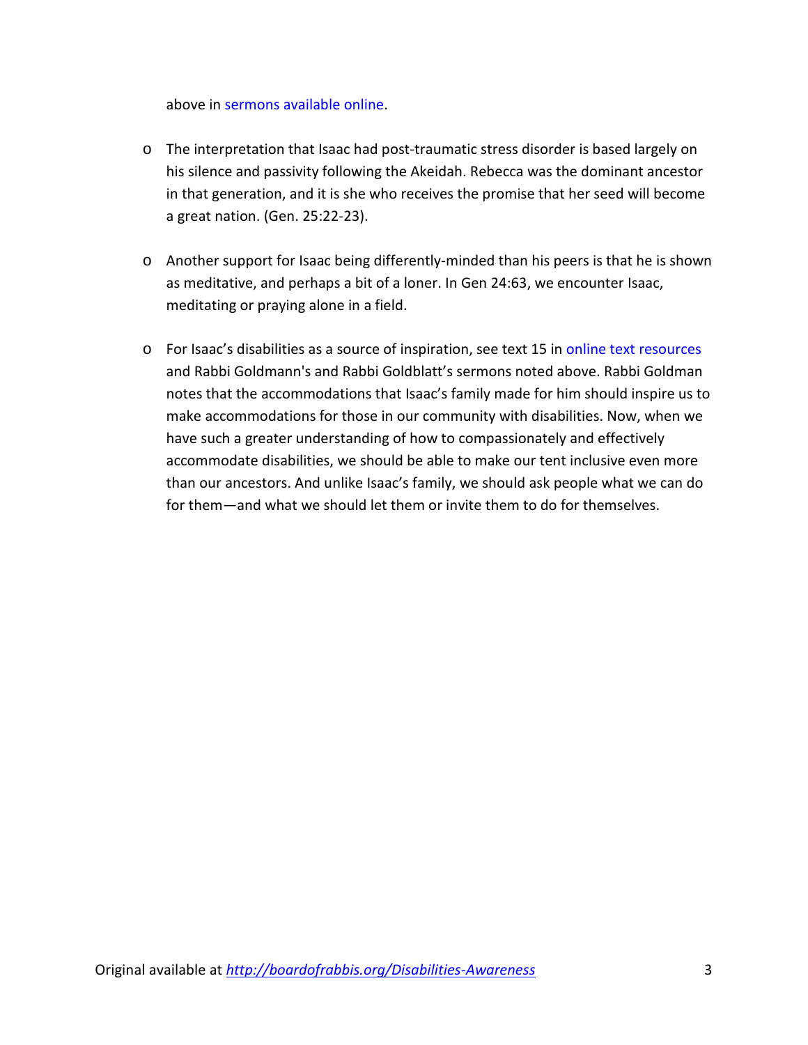above in sermons available online.

- The interpretation that Isaac had post-traumatic stress disorder is based largely on his silence and passivity following the Akeidah. Rebecca was the dominant ancestor in that generation, and it is she who receives the promise that her seed will become a great nation. (Gen. 25:22-23).

- Another support for Isaac being differently-minded than his peers is that he is shown as meditative, and perhaps a bit of a loner. In Gen 24:63, we encounter Isaac, meditating or praying alone in a field.

- For Isaac's disabilities as a source of inspiration, see text 15 in online text resources and Rabbi Goldmann's and Rabbi Goldblatt's sermons noted above. Rabbi Goldman notes that the accommodations that Isaac's family made for him should inspire us to make accommodations for those in our community with disabilities. Now, when we have such a greater understanding of how to compassionately and effectively accommodate disabilities, we should be able to make our tent inclusive even more than our ancestors. And unlike Isaac's family, we should ask people what we can do for them—and what we should let them or invite them to do for themselves.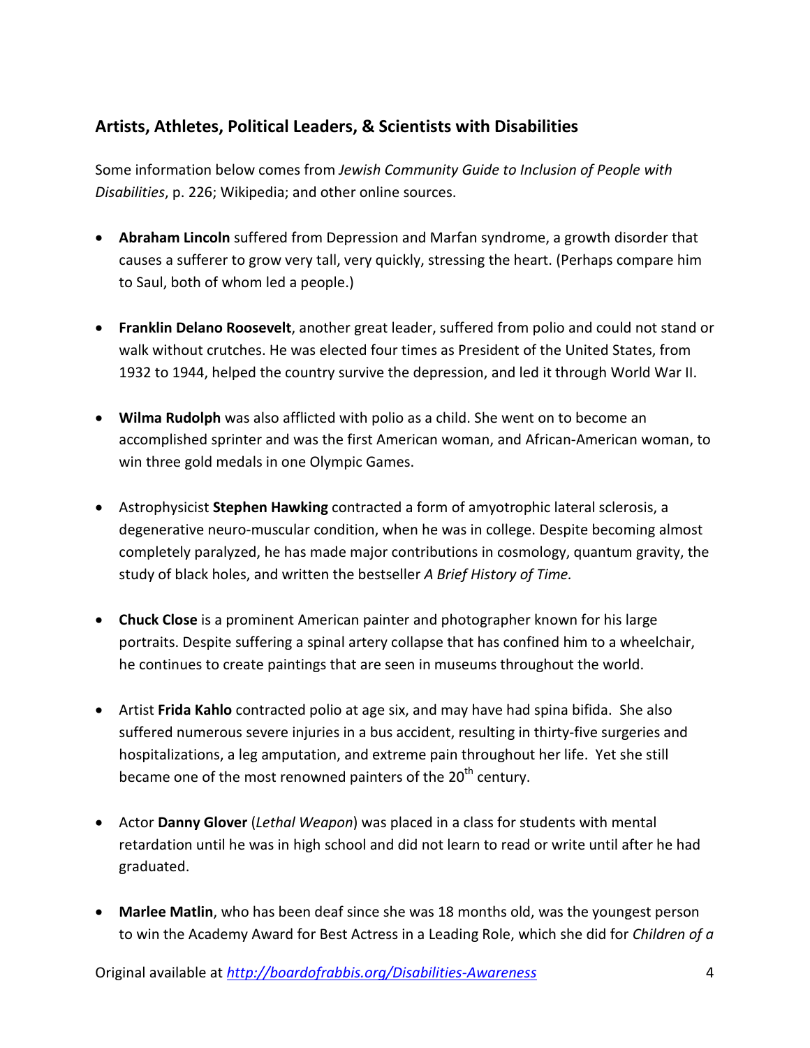## Artists, Athletes, Political Leaders, & Scientists with Disabilities

Some information below comes from *Jewish Community Guide to Inclusion of People with Disabilities*, p. 226; Wikipedia; and other online sources.

- **Abraham Lincoln** suffered from Depression and Marfan syndrome, a growth disorder that causes a sufferer to grow very tall, very quickly, stressing the heart. (Perhaps compare him to Saul, both of whom led a people.)

- **Franklin Delano Roosevelt**, another great leader, suffered from polio and could not stand or walk without crutches. He was elected four times as President of the United States, from 1932 to 1944, helped the country survive the depression, and led it through World War II.

- **Wilma Rudolph** was also afflicted with polio as a child. She went on to become an accomplished sprinter and was the first American woman, and African-American woman, to win three gold medals in one Olympic Games.

- Astrophysicist **Stephen Hawking** contracted a form of amyotrophic lateral sclerosis, a degenerative neuro-muscular condition, when he was in college. Despite becoming almost completely paralyzed, he has made major contributions in cosmology, quantum gravity, the study of black holes, and written the bestseller *A Brief History of Time.*

- **Chuck Close** is a prominent American painter and photographer known for his large portraits. Despite suffering a spinal artery collapse that has confined him to a wheelchair, he continues to create paintings that are seen in museums throughout the world.

- Artist **Frida Kahlo** contracted polio at age six, and may have had spina bifida. She also suffered numerous severe injuries in a bus accident, resulting in thirty-five surgeries and hospitalizations, a leg amputation, and extreme pain throughout her life. Yet she still became one of the most renowned painters of the 20th century.

- Actor **Danny Glover** (*Lethal Weapon*) was placed in a class for students with mental retardation until he was in high school and did not learn to read or write until after he had graduated.

- **Marlee Matlin**, who has been deaf since she was 18 months old, was the youngest person to win the Academy Award for Best Actress in a Leading Role, which she did for *Children of a*

Original available at [http://boardofrabbis.org/Disabilities-Awareness](http://boardofrabbis.org/Disabilities-Awareness)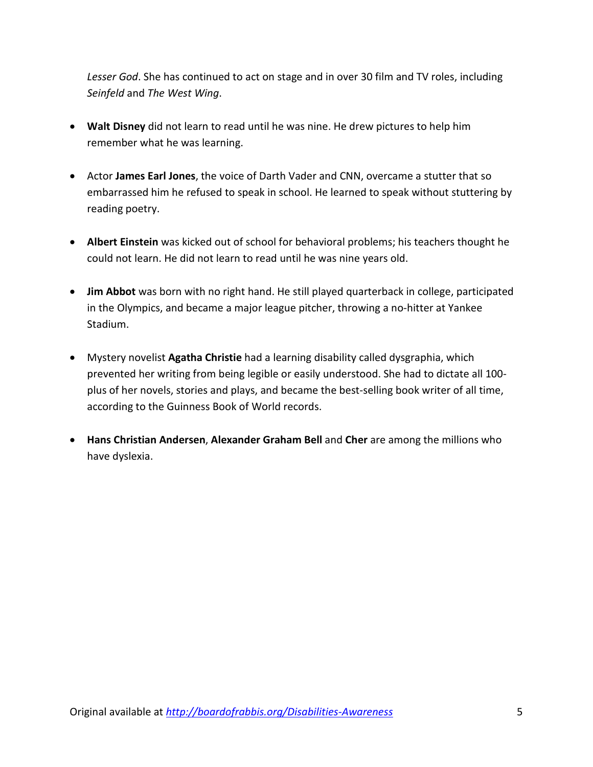*Lesser God*. She has continued to act on stage and in over 30 film and TV roles, including *Seinfeld* and *The West Wing*.

- **Walt Disney** did not learn to read until he was nine. He drew pictures to help him remember what he was learning.

- Actor **James Earl Jones**, the voice of Darth Vader and CNN, overcame a stutter that so embarrassed him he refused to speak in school. He learned to speak without stuttering by reading poetry.

- **Albert Einstein** was kicked out of school for behavioral problems; his teachers thought he could not learn. He did not learn to read until he was nine years old.

- **Jim Abbot** was born with no right hand. He still played quarterback in college, participated in the Olympics, and became a major league pitcher, throwing a no-hitter at Yankee Stadium.

- Mystery novelist **Agatha Christie** had a learning disability called dysgraphia, which prevented her writing from being legible or easily understood. She had to dictate all 100-plus of her novels, stories and plays, and became the best-selling book writer of all time, according to the Guinness Book of World records.

- **Hans Christian Andersen**, **Alexander Graham Bell** and **Cher** are among the millions who have dyslexia.

Original available at *http://boardofrabbis.org/Disabilities-Awareness*